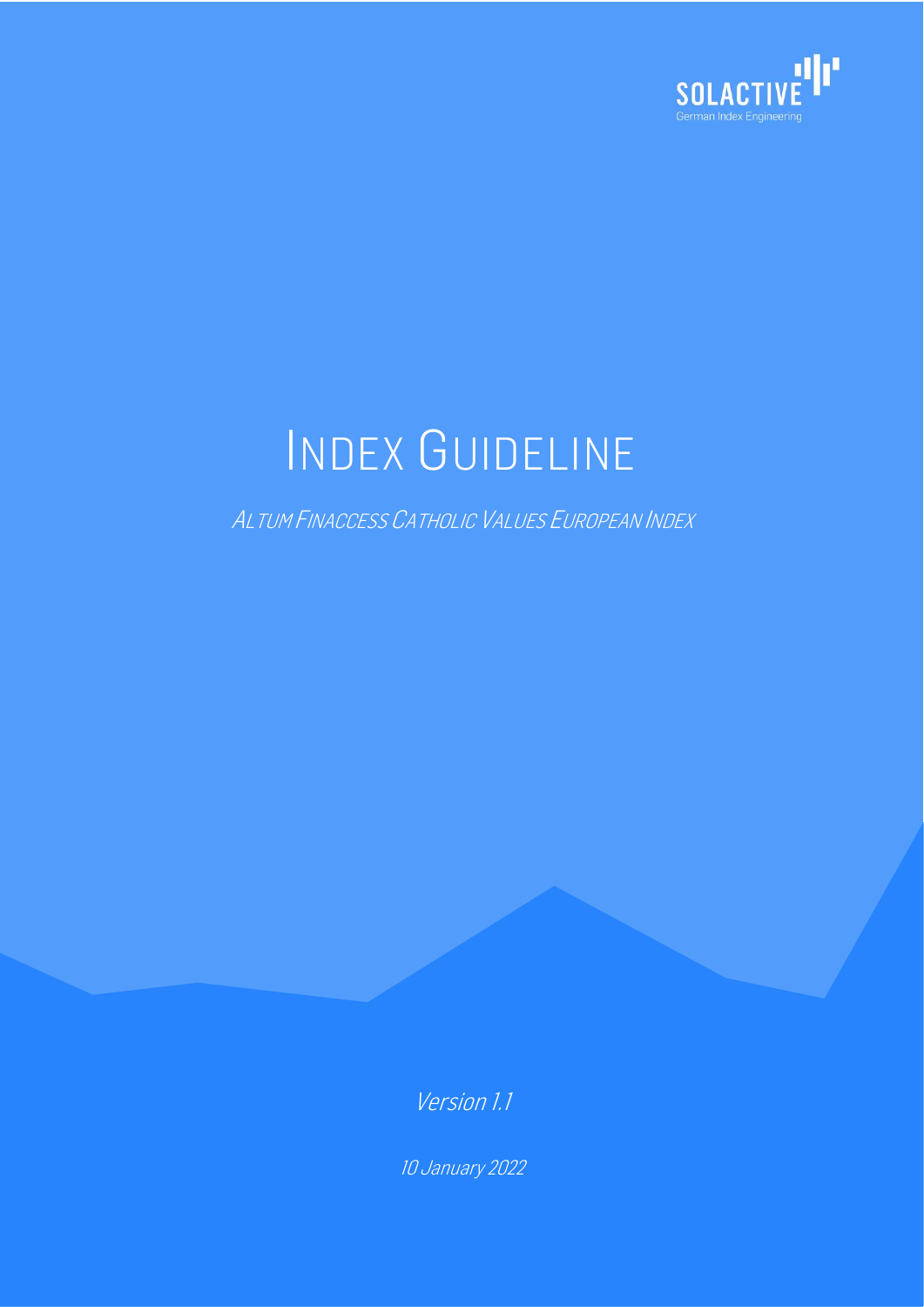SOLACTIVE

German Index Engineering

# INDEX GUIDELINE

*ALTUM FINACCESS CATHOLIC VALUES EUROPEAN INDEX*

*Version 1.1*

*10 January 2022*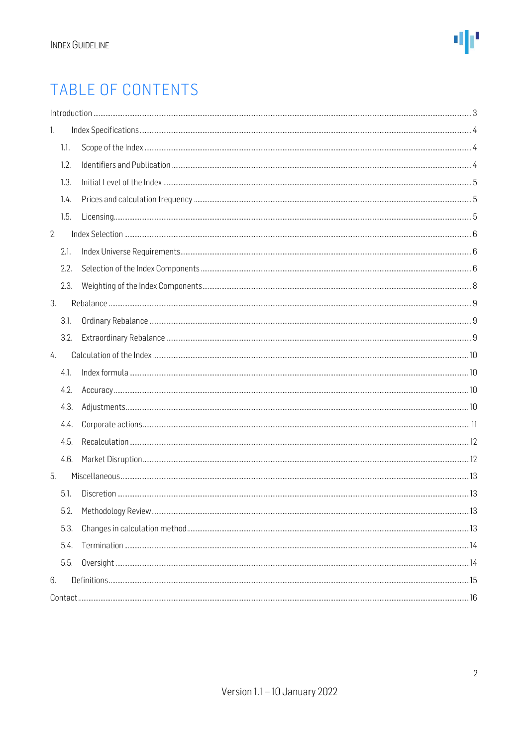# TABLE OF CONTENTS

Introduction ..... 3

1. Index Specifications ..... 4
   - 1.1. Scope of the Index ..... 4
   - 1.2. Identifiers and Publication ..... 4
   - 1.3. Initial Level of the Index ..... 5
   - 1.4. Prices and calculation frequency ..... 5
   - 1.5. Licensing ..... 5
2. Index Selection ..... 6
   - 2.1. Index Universe Requirements ..... 6
   - 2.2. Selection of the Index Components ..... 6
   - 2.3. Weighting of the Index Components ..... 8
3. Rebalance ..... 9
   - 3.1. Ordinary Rebalance ..... 9
   - 3.2. Extraordinary Rebalance ..... 9
4. Calculation of the Index ..... 10
   - 4.1. Index formula ..... 10
   - 4.2. Accuracy ..... 10
   - 4.3. Adjustments ..... 10
   - 4.4. Corporate actions ..... 11
   - 4.5. Recalculation ..... 12
   - 4.6. Market Disruption ..... 12
5. Miscellaneous ..... 13
   - 5.1. Discretion ..... 13
   - 5.2. Methodology Review ..... 13
   - 5.3. Changes in calculation method ..... 13
   - 5.4. Termination ..... 14
   - 5.5. Oversight ..... 14
6. Definitions ..... 15

Contact ..... 16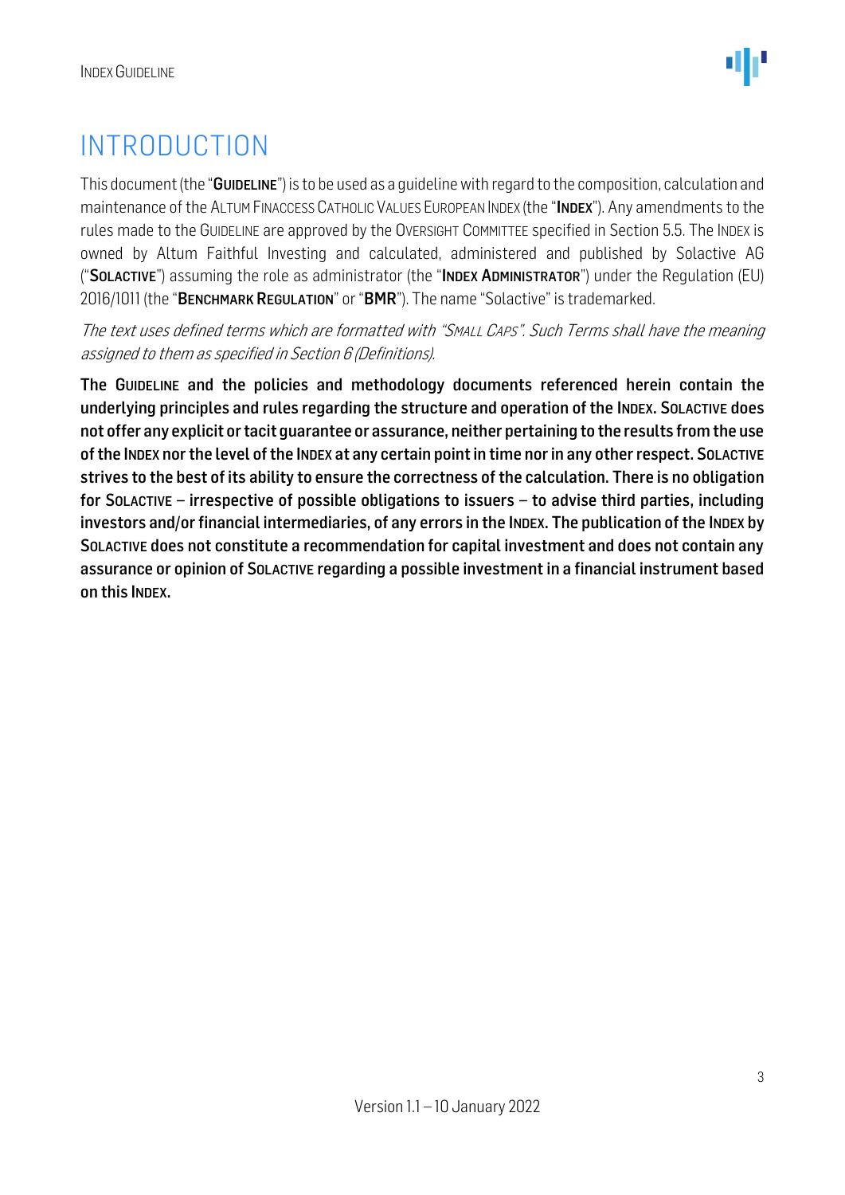# INTRODUCTION

This document (the "**GUIDELINE**") is to be used as a guideline with regard to the composition, calculation and maintenance of the ALTUM FINACCESS CATHOLIC VALUES EUROPEAN INDEX (the "**INDEX**"). Any amendments to the rules made to the GUIDELINE are approved by the OVERSIGHT COMMITTEE specified in Section 5.5. The INDEX is owned by Altum Faithful Investing and calculated, administered and published by Solactive AG ("**SOLACTIVE**") assuming the role as administrator (the "**INDEX ADMINISTRATOR**") under the Regulation (EU) 2016/1011 (the "**BENCHMARK REGULATION**" or "**BMR**"). The name "Solactive" is trademarked.

*The text uses defined terms which are formatted with "SMALL CAPS". Such Terms shall have the meaning assigned to them as specified in Section 6 (Definitions).*

**The GUIDELINE and the policies and methodology documents referenced herein contain the underlying principles and rules regarding the structure and operation of the INDEX. SOLACTIVE does not offer any explicit or tacit guarantee or assurance, neither pertaining to the results from the use of the INDEX nor the level of the INDEX at any certain point in time nor in any other respect. SOLACTIVE strives to the best of its ability to ensure the correctness of the calculation. There is no obligation for SOLACTIVE – irrespective of possible obligations to issuers – to advise third parties, including investors and/or financial intermediaries, of any errors in the INDEX. The publication of the INDEX by SOLACTIVE does not constitute a recommendation for capital investment and does not contain any assurance or opinion of SOLACTIVE regarding a possible investment in a financial instrument based on this INDEX.**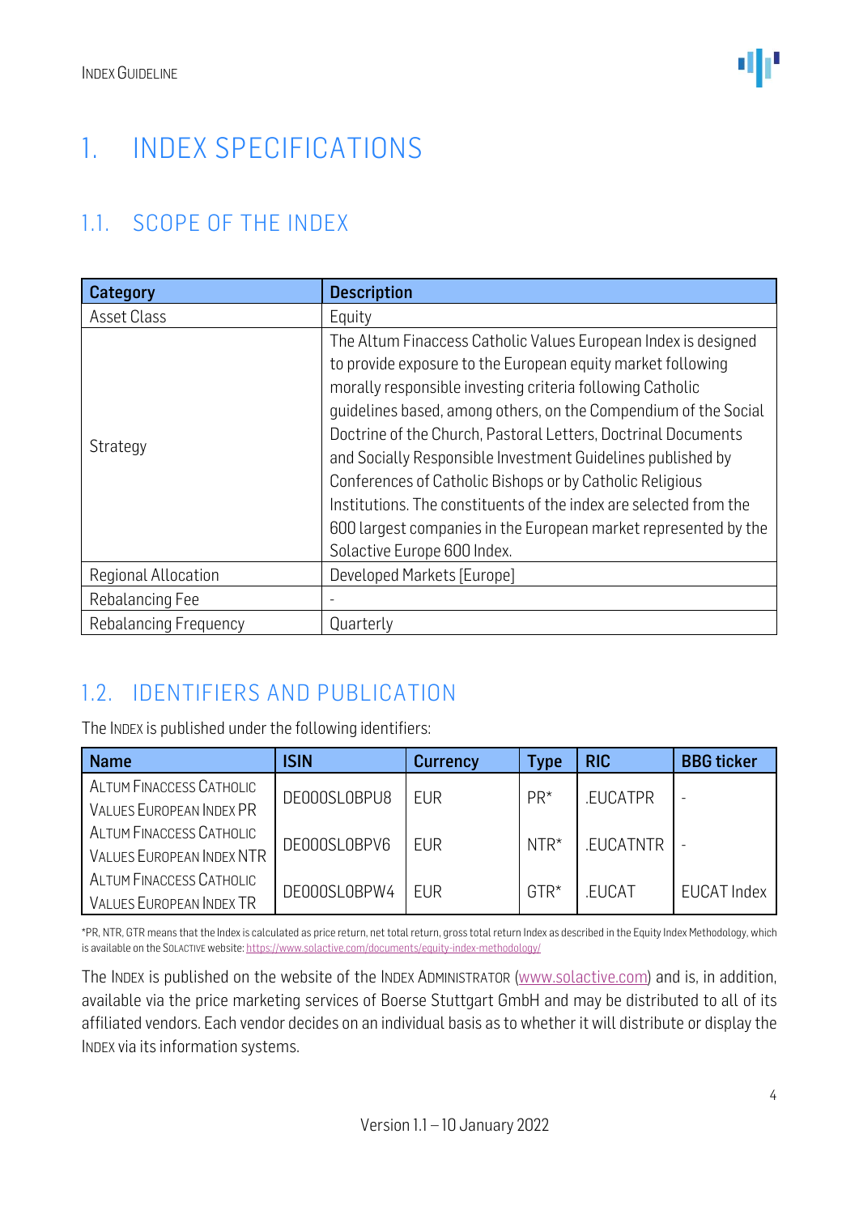# 1. INDEX SPECIFICATIONS

## 1.1. SCOPE OF THE INDEX

| Category | Description |
|---|---|
| Asset Class | Equity |
| Strategy | The Altum Finaccess Catholic Values European Index is designed to provide exposure to the European equity market following morally responsible investing criteria following Catholic guidelines based, among others, on the Compendium of the Social Doctrine of the Church, Pastoral Letters, Doctrinal Documents and Socially Responsible Investment Guidelines published by Conferences of Catholic Bishops or by Catholic Religious Institutions. The constituents of the index are selected from the 600 largest companies in the European market represented by the Solactive Europe 600 Index. |
| Regional Allocation | Developed Markets [Europe] |
| Rebalancing Fee | - |
| Rebalancing Frequency | Quarterly |

## 1.2. IDENTIFIERS AND PUBLICATION

The INDEX is published under the following identifiers:

| Name | ISIN | Currency | Type | RIC | BBG ticker |
|---|---|---|---|---|---|
| ALTUM FINACCESS CATHOLIC VALUES EUROPEAN INDEX PR | DE000SL0BPU8 | EUR | PR* | .EUCATPR | - |
| ALTUM FINACCESS CATHOLIC VALUES EUROPEAN INDEX NTR | DE000SL0BPV6 | EUR | NTR* | .EUCATNTR | - |
| ALTUM FINACCESS CATHOLIC VALUES EUROPEAN INDEX TR | DE000SL0BPW4 | EUR | GTR* | .EUCAT | EUCAT Index |

*PR, NTR, GTR means that the Index is calculated as price return, net total return, gross total return Index as described in the Equity Index Methodology, which is available on the SOLACTIVE website: https://www.solactive.com/documents/equity-index-methodology/

The INDEX is published on the website of the INDEX ADMINISTRATOR (www.solactive.com) and is, in addition, available via the price marketing services of Boerse Stuttgart GmbH and may be distributed to all of its affiliated vendors. Each vendor decides on an individual basis as to whether it will distribute or display the INDEX via its information systems.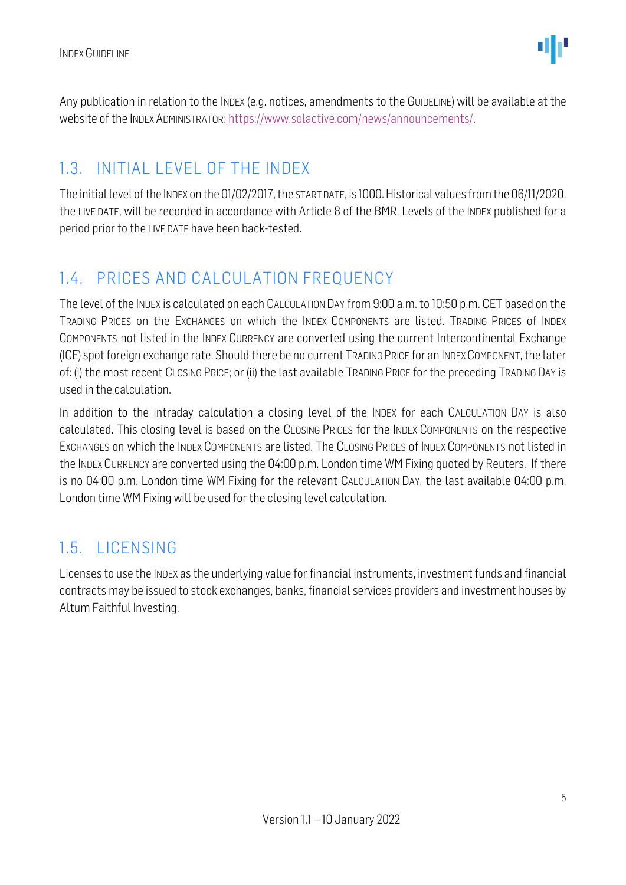Any publication in relation to the INDEX (e.g. notices, amendments to the GUIDELINE) will be available at the website of the INDEX ADMINISTRATOR: https://www.solactive.com/news/announcements/.

## 1.3. INITIAL LEVEL OF THE INDEX

The initial level of the INDEX on the 01/02/2017, the START DATE, is 1000. Historical values from the 06/11/2020, the LIVE DATE, will be recorded in accordance with Article 8 of the BMR. Levels of the INDEX published for a period prior to the LIVE DATE have been back-tested.

## 1.4. PRICES AND CALCULATION FREQUENCY

The level of the INDEX is calculated on each CALCULATION DAY from 9:00 a.m. to 10:50 p.m. CET based on the TRADING PRICES on the EXCHANGES on which the INDEX COMPONENTS are listed. TRADING PRICES of INDEX COMPONENTS not listed in the INDEX CURRENCY are converted using the current Intercontinental Exchange (ICE) spot foreign exchange rate. Should there be no current TRADING PRICE for an INDEX COMPONENT, the later of: (i) the most recent CLOSING PRICE; or (ii) the last available TRADING PRICE for the preceding TRADING DAY is used in the calculation.

In addition to the intraday calculation a closing level of the INDEX for each CALCULATION DAY is also calculated. This closing level is based on the CLOSING PRICES for the INDEX COMPONENTS on the respective EXCHANGES on which the INDEX COMPONENTS are listed. The CLOSING PRICES of INDEX COMPONENTS not listed in the INDEX CURRENCY are converted using the 04:00 p.m. London time WM Fixing quoted by Reuters. If there is no 04:00 p.m. London time WM Fixing for the relevant CALCULATION DAY, the last available 04:00 p.m. London time WM Fixing will be used for the closing level calculation.

## 1.5. LICENSING

Licenses to use the INDEX as the underlying value for financial instruments, investment funds and financial contracts may be issued to stock exchanges, banks, financial services providers and investment houses by Altum Faithful Investing.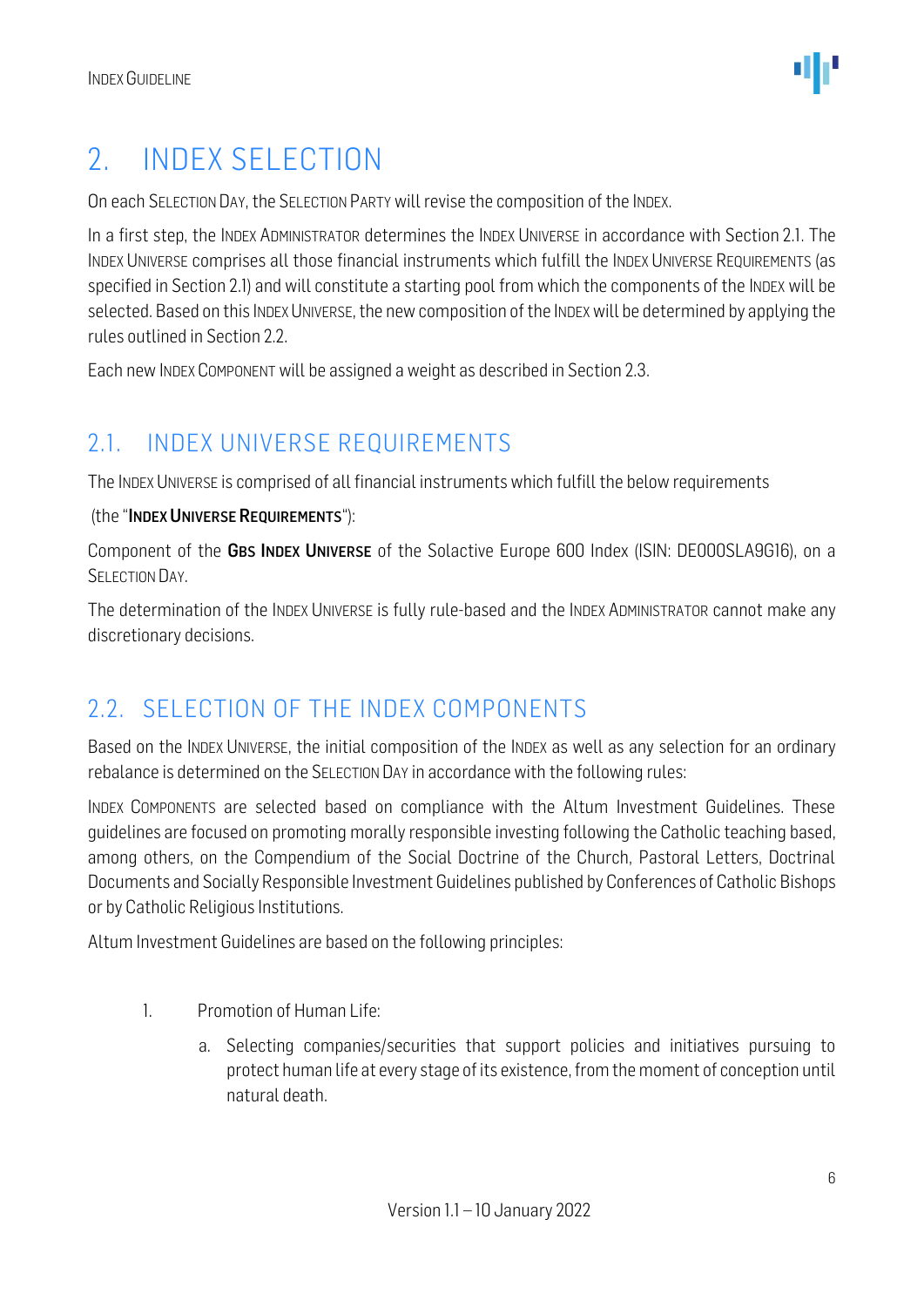# 2. INDEX SELECTION

On each SELECTION DAY, the SELECTION PARTY will revise the composition of the INDEX.

In a first step, the INDEX ADMINISTRATOR determines the INDEX UNIVERSE in accordance with Section 2.1. The INDEX UNIVERSE comprises all those financial instruments which fulfill the INDEX UNIVERSE REQUIREMENTS (as specified in Section 2.1) and will constitute a starting pool from which the components of the INDEX will be selected. Based on this INDEX UNIVERSE, the new composition of the INDEX will be determined by applying the rules outlined in Section 2.2.

Each new INDEX COMPONENT will be assigned a weight as described in Section 2.3.

## 2.1. INDEX UNIVERSE REQUIREMENTS

The INDEX UNIVERSE is comprised of all financial instruments which fulfill the below requirements

(the "**INDEX UNIVERSE REQUIREMENTS**"):

Component of the **GBS INDEX UNIVERSE** of the Solactive Europe 600 Index (ISIN: DE000SLA9G16), on a SELECTION DAY.

The determination of the INDEX UNIVERSE is fully rule-based and the INDEX ADMINISTRATOR cannot make any discretionary decisions.

## 2.2. SELECTION OF THE INDEX COMPONENTS

Based on the INDEX UNIVERSE, the initial composition of the INDEX as well as any selection for an ordinary rebalance is determined on the SELECTION DAY in accordance with the following rules:

INDEX COMPONENTS are selected based on compliance with the Altum Investment Guidelines. These guidelines are focused on promoting morally responsible investing following the Catholic teaching based, among others, on the Compendium of the Social Doctrine of the Church, Pastoral Letters, Doctrinal Documents and Socially Responsible Investment Guidelines published by Conferences of Catholic Bishops or by Catholic Religious Institutions.

Altum Investment Guidelines are based on the following principles:

1. Promotion of Human Life:
   a. Selecting companies/securities that support policies and initiatives pursuing to protect human life at every stage of its existence, from the moment of conception until natural death.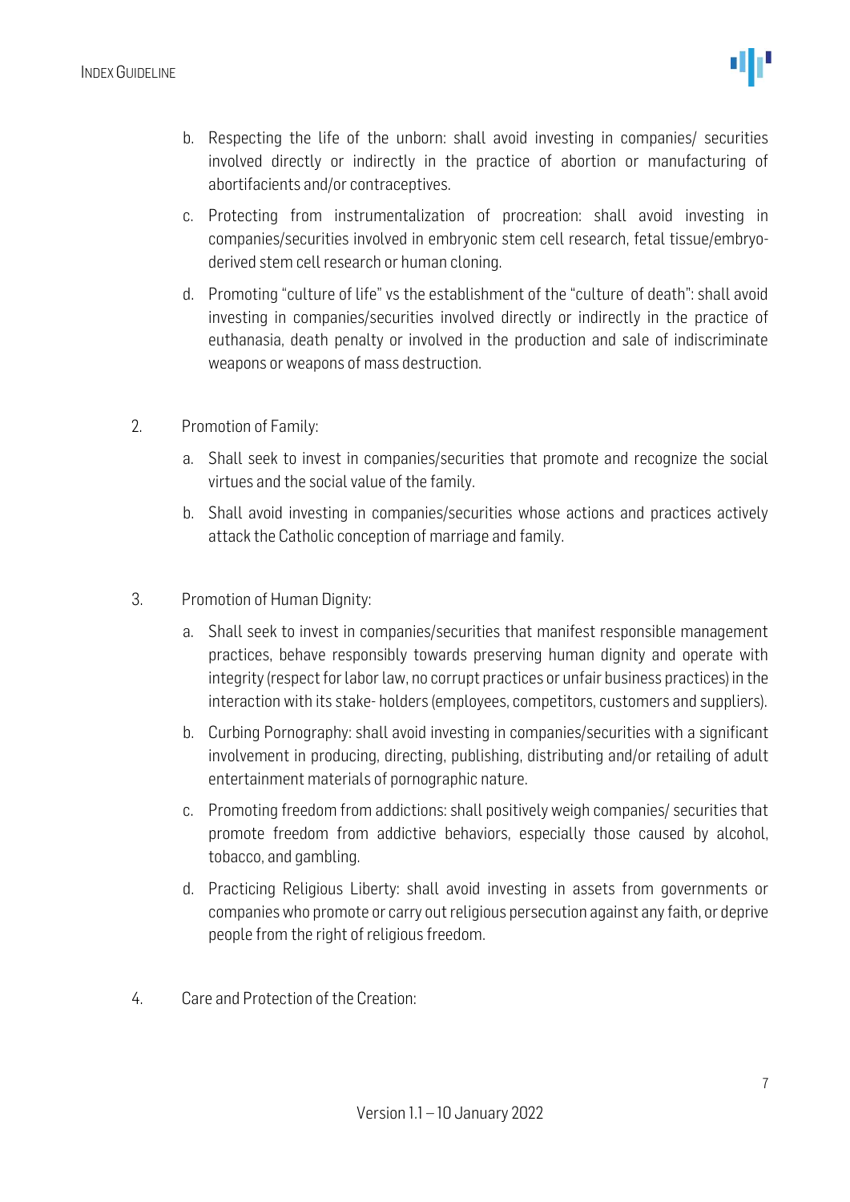b. Respecting the life of the unborn: shall avoid investing in companies/ securities involved directly or indirectly in the practice of abortion or manufacturing of abortifacients and/or contraceptives.

c. Protecting from instrumentalization of procreation: shall avoid investing in companies/securities involved in embryonic stem cell research, fetal tissue/embryo-derived stem cell research or human cloning.

d. Promoting "culture of life" vs the establishment of the "culture of death": shall avoid investing in companies/securities involved directly or indirectly in the practice of euthanasia, death penalty or involved in the production and sale of indiscriminate weapons or weapons of mass destruction.

2. Promotion of Family:

   a. Shall seek to invest in companies/securities that promote and recognize the social virtues and the social value of the family.

   b. Shall avoid investing in companies/securities whose actions and practices actively attack the Catholic conception of marriage and family.

3. Promotion of Human Dignity:

   a. Shall seek to invest in companies/securities that manifest responsible management practices, behave responsibly towards preserving human dignity and operate with integrity (respect for labor law, no corrupt practices or unfair business practices) in the interaction with its stake- holders (employees, competitors, customers and suppliers).

   b. Curbing Pornography: shall avoid investing in companies/securities with a significant involvement in producing, directing, publishing, distributing and/or retailing of adult entertainment materials of pornographic nature.

   c. Promoting freedom from addictions: shall positively weigh companies/ securities that promote freedom from addictive behaviors, especially those caused by alcohol, tobacco, and gambling.

   d. Practicing Religious Liberty: shall avoid investing in assets from governments or companies who promote or carry out religious persecution against any faith, or deprive people from the right of religious freedom.

4. Care and Protection of the Creation: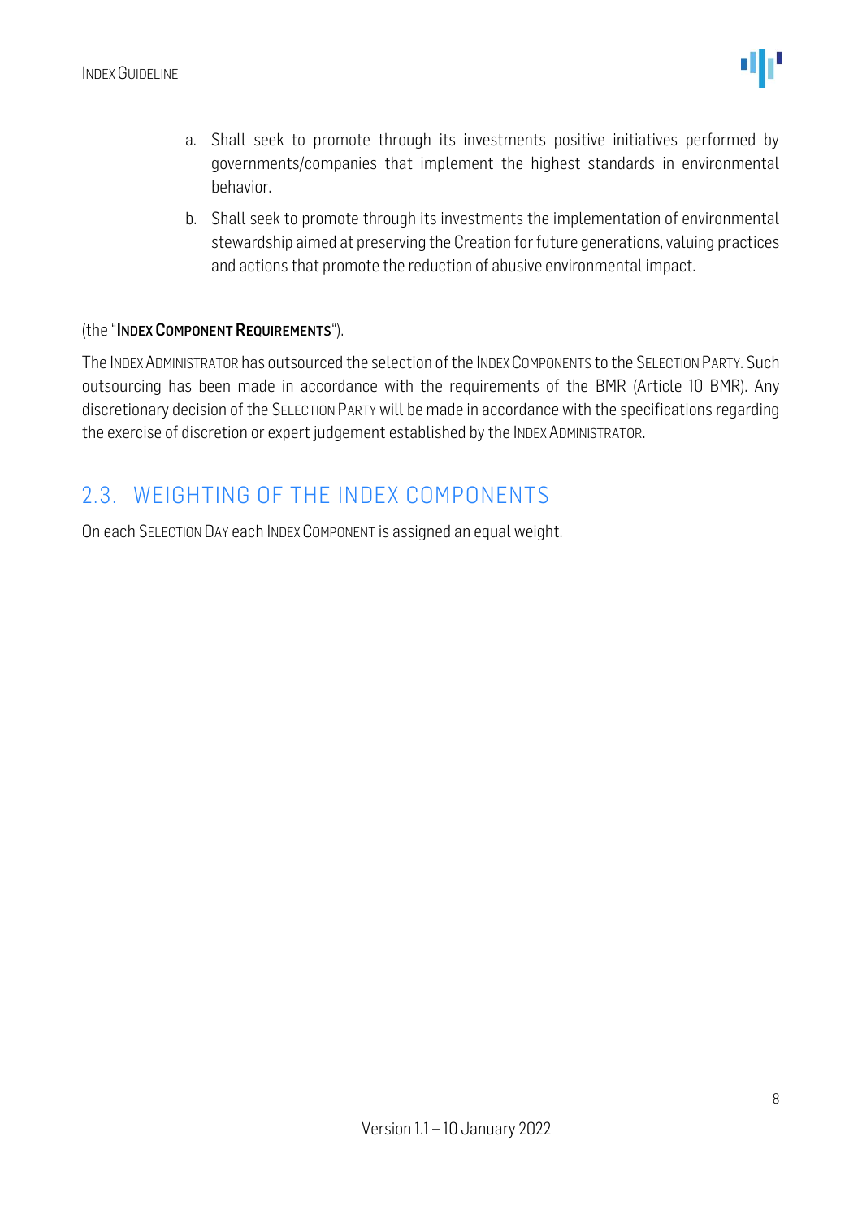a. Shall seek to promote through its investments positive initiatives performed by governments/companies that implement the highest standards in environmental behavior.

b. Shall seek to promote through its investments the implementation of environmental stewardship aimed at preserving the Creation for future generations, valuing practices and actions that promote the reduction of abusive environmental impact.

(the "**INDEX COMPONENT REQUIREMENTS**").

The INDEX ADMINISTRATOR has outsourced the selection of the INDEX COMPONENTS to the SELECTION PARTY. Such outsourcing has been made in accordance with the requirements of the BMR (Article 10 BMR). Any discretionary decision of the SELECTION PARTY will be made in accordance with the specifications regarding the exercise of discretion or expert judgement established by the INDEX ADMINISTRATOR.

## 2.3. WEIGHTING OF THE INDEX COMPONENTS

On each SELECTION DAY each INDEX COMPONENT is assigned an equal weight.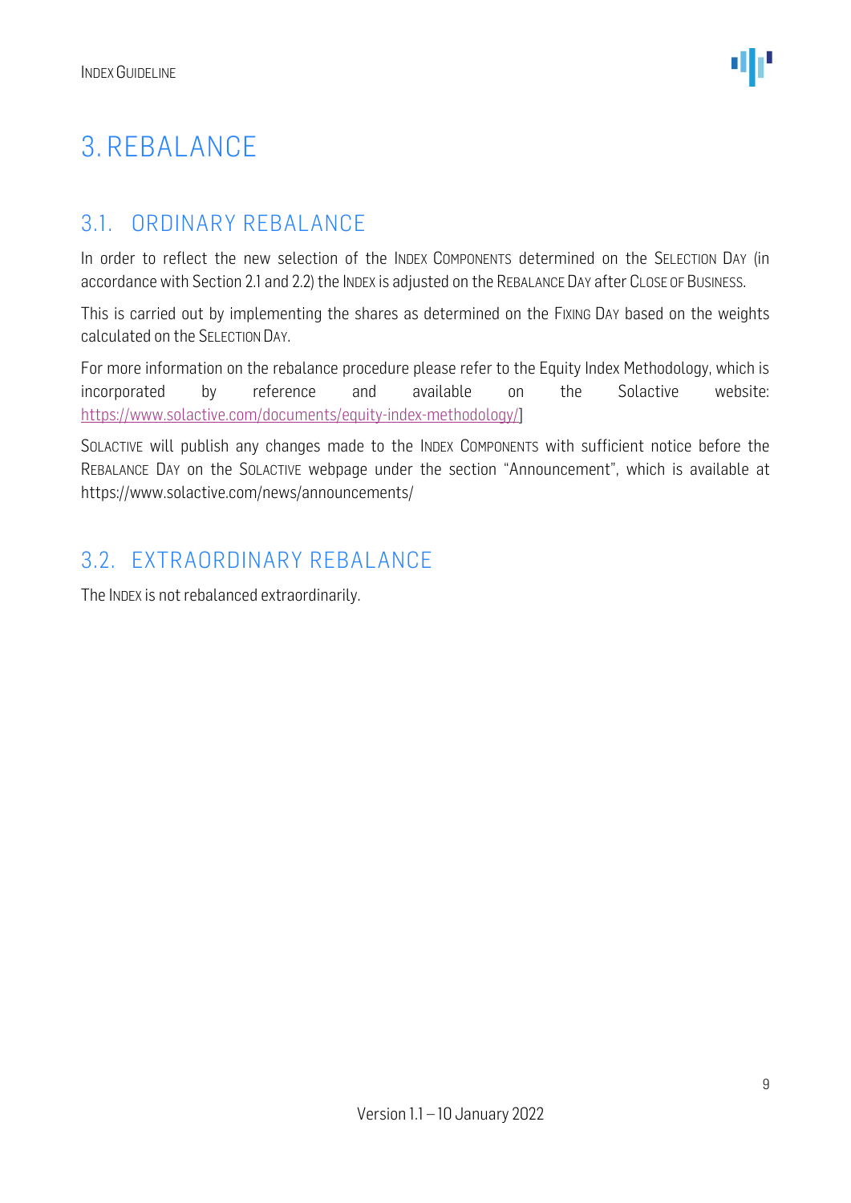# 3. REBALANCE

## 3.1. ORDINARY REBALANCE

In order to reflect the new selection of the INDEX COMPONENTS determined on the SELECTION DAY (in accordance with Section 2.1 and 2.2) the INDEX is adjusted on the REBALANCE DAY after CLOSE OF BUSINESS.

This is carried out by implementing the shares as determined on the FIXING DAY based on the weights calculated on the SELECTION DAY.

For more information on the rebalance procedure please refer to the Equity Index Methodology, which is incorporated by reference and available on the Solactive website: [https://www.solactive.com/documents/equity-index-methodology/]

SOLACTIVE will publish any changes made to the INDEX COMPONENTS with sufficient notice before the REBALANCE DAY on the SOLACTIVE webpage under the section "Announcement", which is available at https://www.solactive.com/news/announcements/

## 3.2. EXTRAORDINARY REBALANCE

The INDEX is not rebalanced extraordinarily.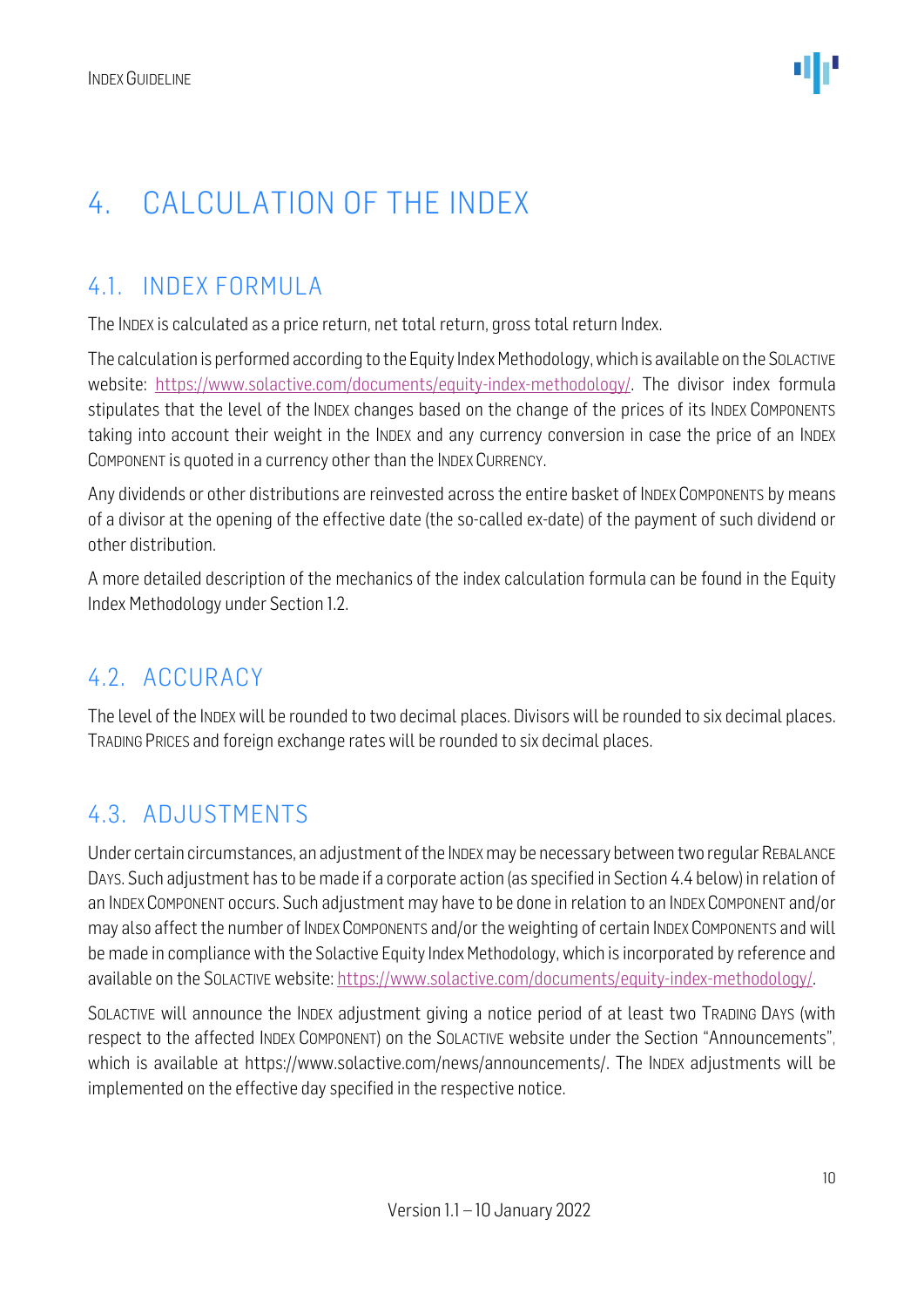# 4. CALCULATION OF THE INDEX

## 4.1. INDEX FORMULA

The INDEX is calculated as a price return, net total return, gross total return Index.

The calculation is performed according to the Equity Index Methodology, which is available on the SOLACTIVE website: https://www.solactive.com/documents/equity-index-methodology/. The divisor index formula stipulates that the level of the INDEX changes based on the change of the prices of its INDEX COMPONENTS taking into account their weight in the INDEX and any currency conversion in case the price of an INDEX COMPONENT is quoted in a currency other than the INDEX CURRENCY.

Any dividends or other distributions are reinvested across the entire basket of INDEX COMPONENTS by means of a divisor at the opening of the effective date (the so-called ex-date) of the payment of such dividend or other distribution.

A more detailed description of the mechanics of the index calculation formula can be found in the Equity Index Methodology under Section 1.2.

## 4.2. ACCURACY

The level of the INDEX will be rounded to two decimal places. Divisors will be rounded to six decimal places. TRADING PRICES and foreign exchange rates will be rounded to six decimal places.

## 4.3. ADJUSTMENTS

Under certain circumstances, an adjustment of the INDEX may be necessary between two regular REBALANCE DAYS. Such adjustment has to be made if a corporate action (as specified in Section 4.4 below) in relation of an INDEX COMPONENT occurs. Such adjustment may have to be done in relation to an INDEX COMPONENT and/or may also affect the number of INDEX COMPONENTS and/or the weighting of certain INDEX COMPONENTS and will be made in compliance with the Solactive Equity Index Methodology, which is incorporated by reference and available on the SOLACTIVE website: https://www.solactive.com/documents/equity-index-methodology/.

SOLACTIVE will announce the INDEX adjustment giving a notice period of at least two TRADING DAYS (with respect to the affected INDEX COMPONENT) on the SOLACTIVE website under the Section "Announcements", which is available at https://www.solactive.com/news/announcements/. The INDEX adjustments will be implemented on the effective day specified in the respective notice.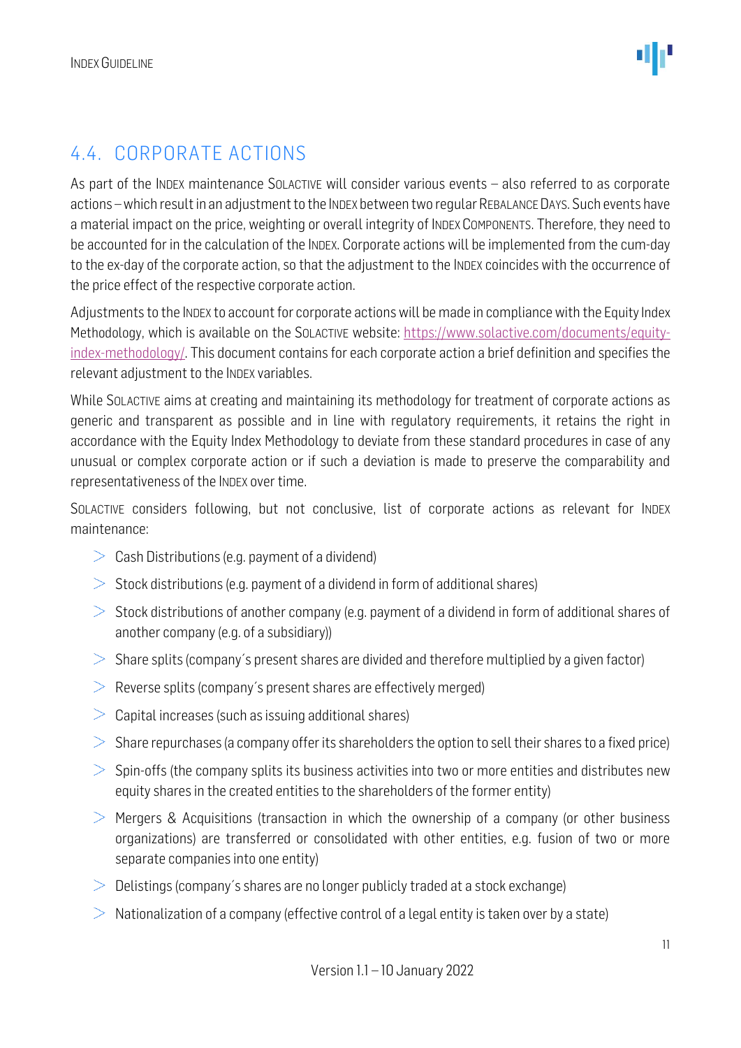## 4.4. CORPORATE ACTIONS

As part of the INDEX maintenance SOLACTIVE will consider various events – also referred to as corporate actions – which result in an adjustment to the INDEX between two regular REBALANCE DAYS. Such events have a material impact on the price, weighting or overall integrity of INDEX COMPONENTS. Therefore, they need to be accounted for in the calculation of the INDEX. Corporate actions will be implemented from the cum-day to the ex-day of the corporate action, so that the adjustment to the INDEX coincides with the occurrence of the price effect of the respective corporate action.

Adjustments to the INDEX to account for corporate actions will be made in compliance with the Equity Index Methodology, which is available on the SOLACTIVE website: [https://www.solactive.com/documents/equity-index-methodology/](https://www.solactive.com/documents/equity-index-methodology/). This document contains for each corporate action a brief definition and specifies the relevant adjustment to the INDEX variables.

While SOLACTIVE aims at creating and maintaining its methodology for treatment of corporate actions as generic and transparent as possible and in line with regulatory requirements, it retains the right in accordance with the Equity Index Methodology to deviate from these standard procedures in case of any unusual or complex corporate action or if such a deviation is made to preserve the comparability and representativeness of the INDEX over time.

SOLACTIVE considers following, but not conclusive, list of corporate actions as relevant for INDEX maintenance:

- Cash Distributions (e.g. payment of a dividend)
- Stock distributions (e.g. payment of a dividend in form of additional shares)
- Stock distributions of another company (e.g. payment of a dividend in form of additional shares of another company (e.g. of a subsidiary))
- Share splits (company´s present shares are divided and therefore multiplied by a given factor)
- Reverse splits (company´s present shares are effectively merged)
- Capital increases (such as issuing additional shares)
- Share repurchases (a company offer its shareholders the option to sell their shares to a fixed price)
- Spin-offs (the company splits its business activities into two or more entities and distributes new equity shares in the created entities to the shareholders of the former entity)
- Mergers & Acquisitions (transaction in which the ownership of a company (or other business organizations) are transferred or consolidated with other entities, e.g. fusion of two or more separate companies into one entity)
- Delistings (company´s shares are no longer publicly traded at a stock exchange)
- Nationalization of a company (effective control of a legal entity is taken over by a state)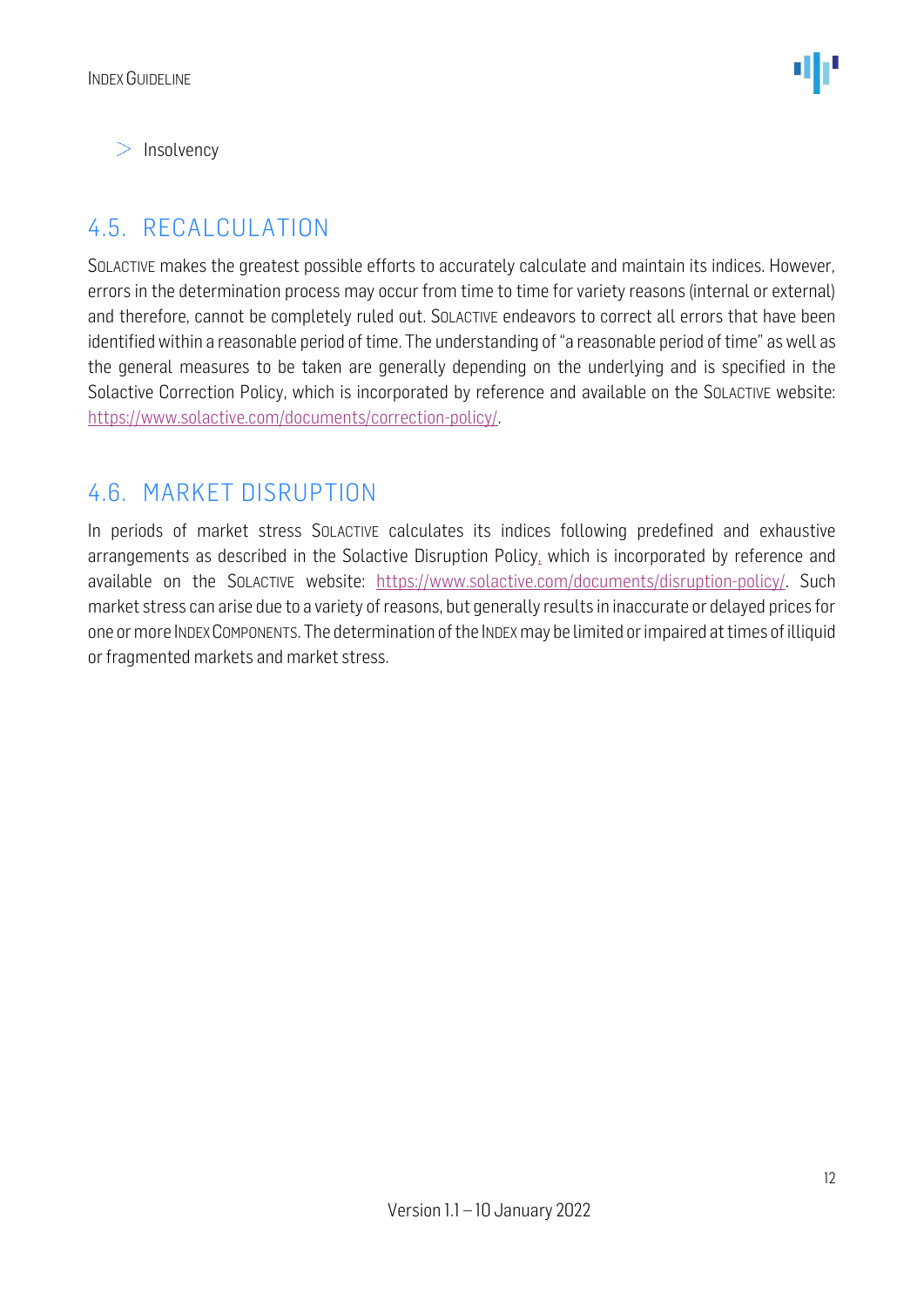- Insolvency

## 4.5. RECALCULATION

SOLACTIVE makes the greatest possible efforts to accurately calculate and maintain its indices. However, errors in the determination process may occur from time to time for variety reasons (internal or external) and therefore, cannot be completely ruled out. SOLACTIVE endeavors to correct all errors that have been identified within a reasonable period of time. The understanding of "a reasonable period of time" as well as the general measures to be taken are generally depending on the underlying and is specified in the Solactive Correction Policy, which is incorporated by reference and available on the SOLACTIVE website: https://www.solactive.com/documents/correction-policy/.

## 4.6. MARKET DISRUPTION

In periods of market stress SOLACTIVE calculates its indices following predefined and exhaustive arrangements as described in the Solactive Disruption Policy, which is incorporated by reference and available on the SOLACTIVE website: https://www.solactive.com/documents/disruption-policy/. Such market stress can arise due to a variety of reasons, but generally results in inaccurate or delayed prices for one or more INDEX COMPONENTS. The determination of the INDEX may be limited or impaired at times of illiquid or fragmented markets and market stress.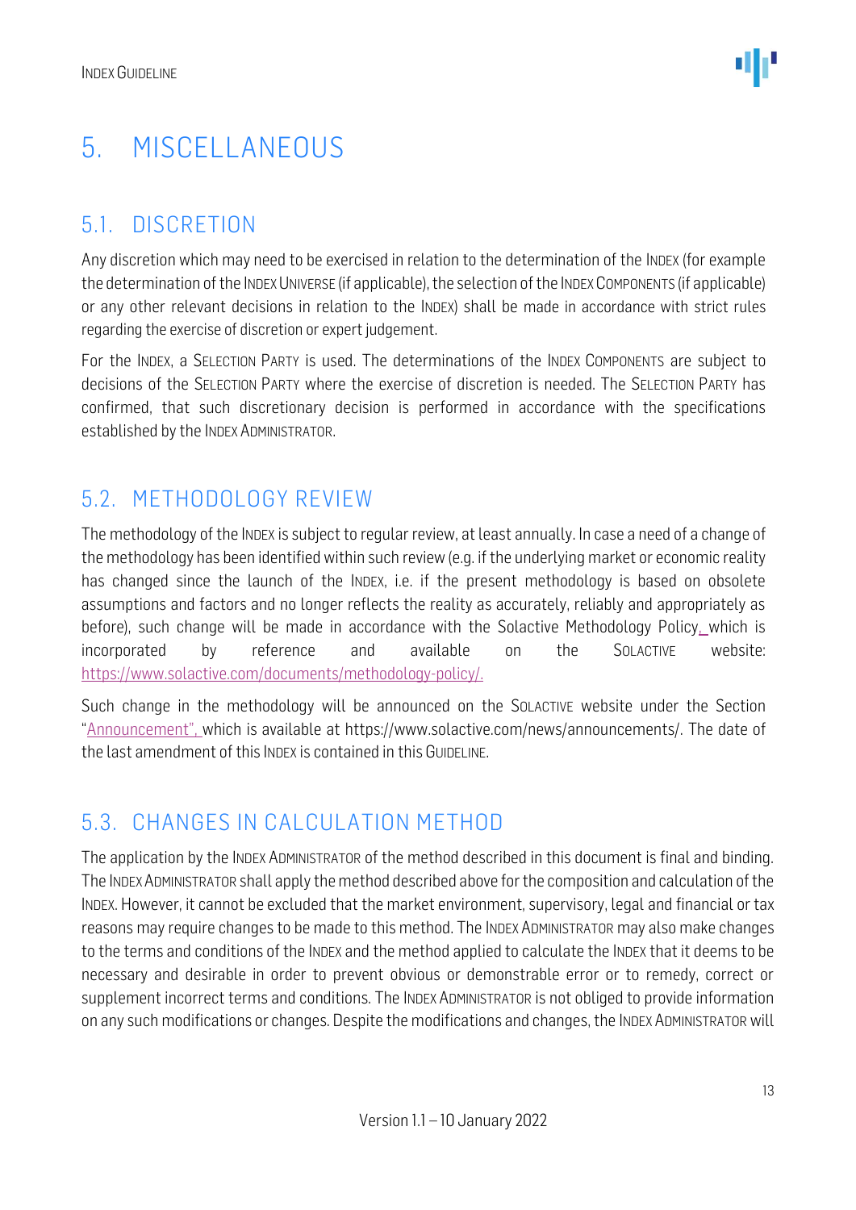# 5. MISCELLANEOUS

## 5.1. DISCRETION

Any discretion which may need to be exercised in relation to the determination of the INDEX (for example the determination of the INDEX UNIVERSE (if applicable), the selection of the INDEX COMPONENTS (if applicable) or any other relevant decisions in relation to the INDEX) shall be made in accordance with strict rules regarding the exercise of discretion or expert judgement.

For the INDEX, a SELECTION PARTY is used. The determinations of the INDEX COMPONENTS are subject to decisions of the SELECTION PARTY where the exercise of discretion is needed. The SELECTION PARTY has confirmed, that such discretionary decision is performed in accordance with the specifications established by the INDEX ADMINISTRATOR.

## 5.2. METHODOLOGY REVIEW

The methodology of the INDEX is subject to regular review, at least annually. In case a need of a change of the methodology has been identified within such review (e.g. if the underlying market or economic reality has changed since the launch of the INDEX, i.e. if the present methodology is based on obsolete assumptions and factors and no longer reflects the reality as accurately, reliably and appropriately as before), such change will be made in accordance with the Solactive Methodology Policy, which is incorporated by reference and available on the SOLACTIVE website: https://www.solactive.com/documents/methodology-policy/.

Such change in the methodology will be announced on the SOLACTIVE website under the Section "Announcement", which is available at https://www.solactive.com/news/announcements/. The date of the last amendment of this INDEX is contained in this GUIDELINE.

## 5.3. CHANGES IN CALCULATION METHOD

The application by the INDEX ADMINISTRATOR of the method described in this document is final and binding. The INDEX ADMINISTRATOR shall apply the method described above for the composition and calculation of the INDEX. However, it cannot be excluded that the market environment, supervisory, legal and financial or tax reasons may require changes to be made to this method. The INDEX ADMINISTRATOR may also make changes to the terms and conditions of the INDEX and the method applied to calculate the INDEX that it deems to be necessary and desirable in order to prevent obvious or demonstrable error or to remedy, correct or supplement incorrect terms and conditions. The INDEX ADMINISTRATOR is not obliged to provide information on any such modifications or changes. Despite the modifications and changes, the INDEX ADMINISTRATOR will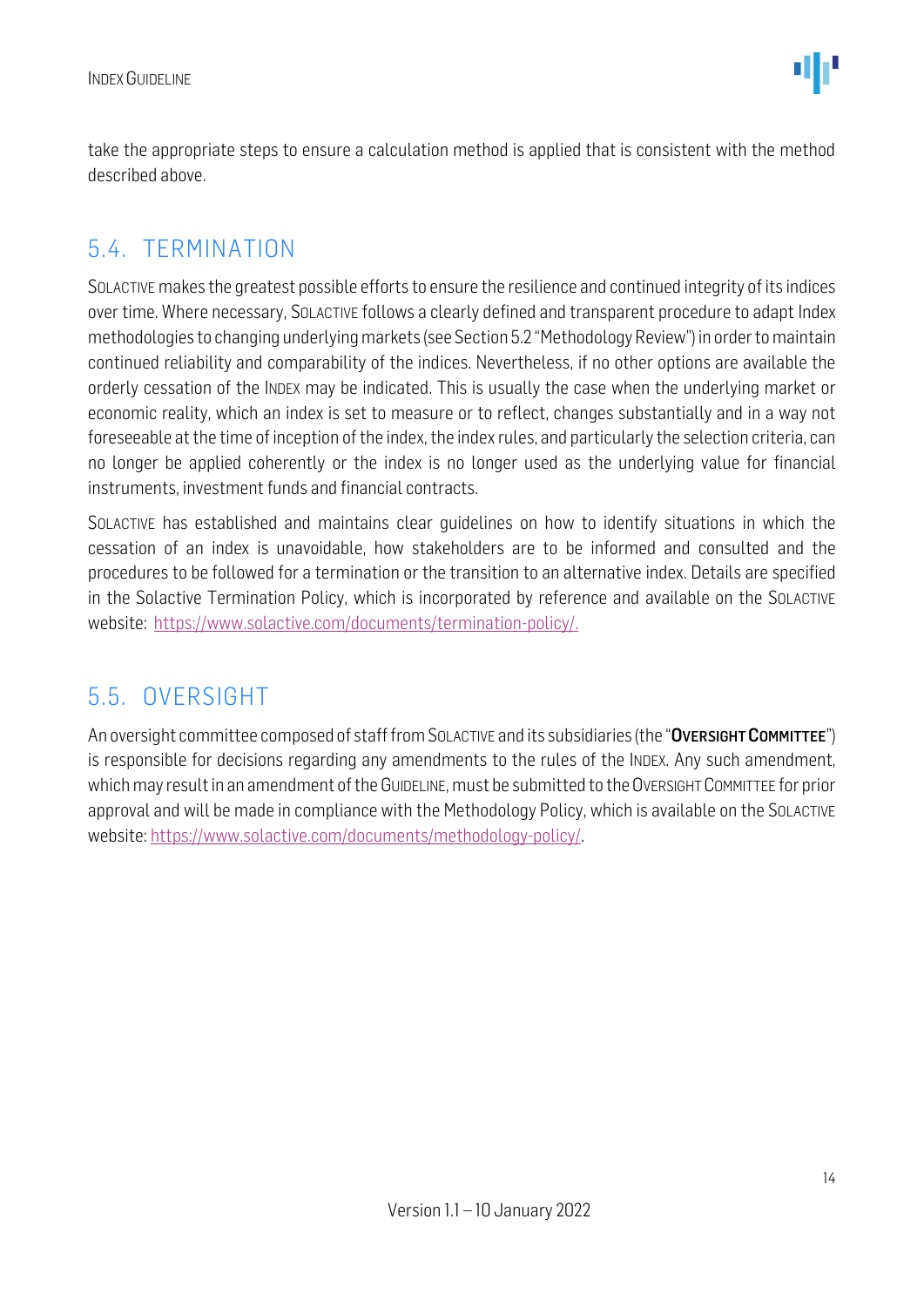take the appropriate steps to ensure a calculation method is applied that is consistent with the method described above.

## 5.4. TERMINATION

SOLACTIVE makes the greatest possible efforts to ensure the resilience and continued integrity of its indices over time. Where necessary, SOLACTIVE follows a clearly defined and transparent procedure to adapt Index methodologies to changing underlying markets (see Section 5.2 "Methodology Review") in order to maintain continued reliability and comparability of the indices. Nevertheless, if no other options are available the orderly cessation of the INDEX may be indicated. This is usually the case when the underlying market or economic reality, which an index is set to measure or to reflect, changes substantially and in a way not foreseeable at the time of inception of the index, the index rules, and particularly the selection criteria, can no longer be applied coherently or the index is no longer used as the underlying value for financial instruments, investment funds and financial contracts.

SOLACTIVE has established and maintains clear guidelines on how to identify situations in which the cessation of an index is unavoidable, how stakeholders are to be informed and consulted and the procedures to be followed for a termination or the transition to an alternative index. Details are specified in the Solactive Termination Policy, which is incorporated by reference and available on the SOLACTIVE website: https://www.solactive.com/documents/termination-policy/.

## 5.5. OVERSIGHT

An oversight committee composed of staff from SOLACTIVE and its subsidiaries (the "**OVERSIGHT COMMITTEE**") is responsible for decisions regarding any amendments to the rules of the INDEX. Any such amendment, which may result in an amendment of the GUIDELINE, must be submitted to the OVERSIGHT COMMITTEE for prior approval and will be made in compliance with the Methodology Policy, which is available on the SOLACTIVE website: https://www.solactive.com/documents/methodology-policy/.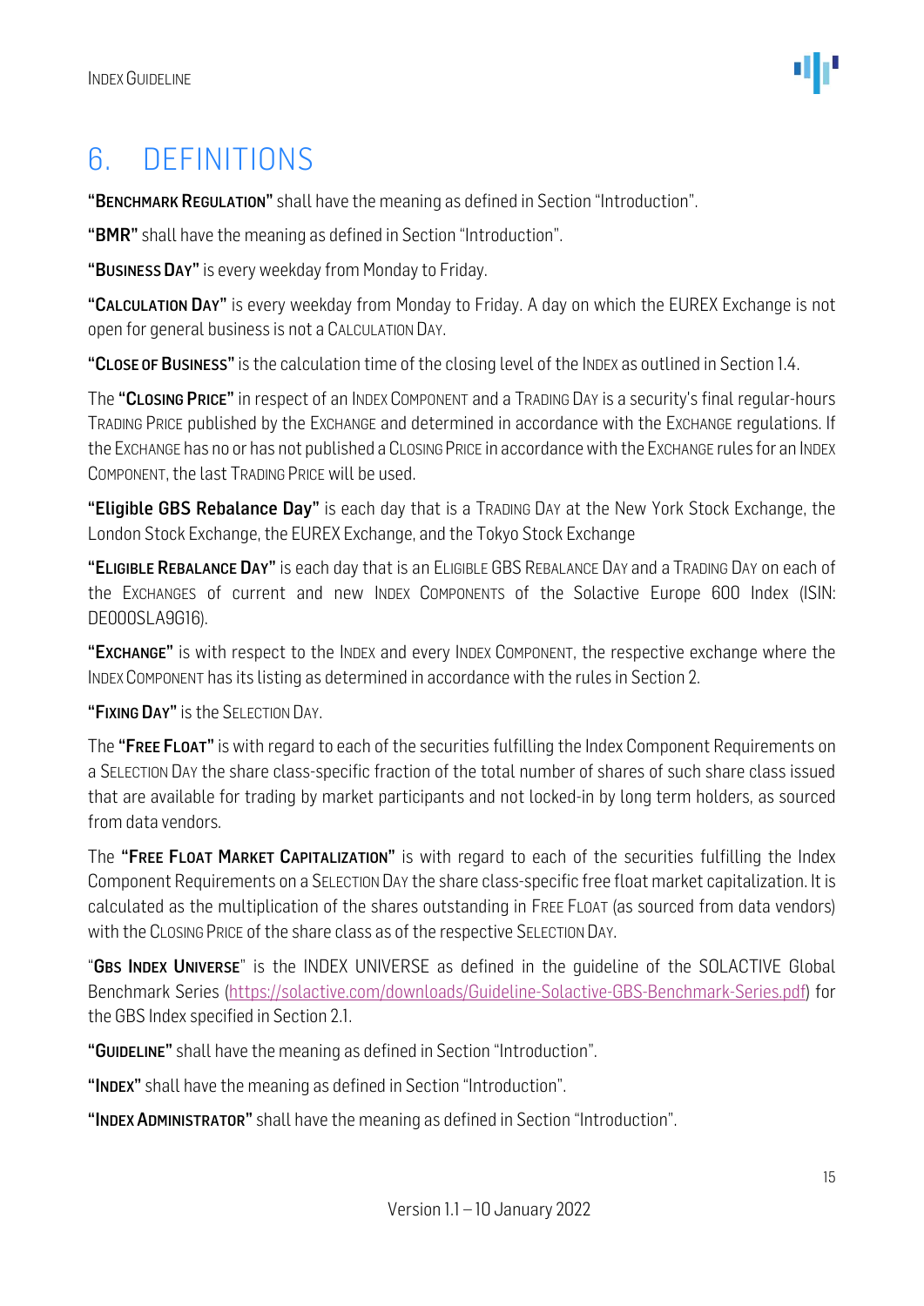# 6. DEFINITIONS

**"BENCHMARK REGULATION"** shall have the meaning as defined in Section "Introduction".

**"BMR"** shall have the meaning as defined in Section "Introduction".

**"BUSINESS DAY"** is every weekday from Monday to Friday.

**"CALCULATION DAY"** is every weekday from Monday to Friday. A day on which the EUREX Exchange is not open for general business is not a CALCULATION DAY.

**"CLOSE OF BUSINESS"** is the calculation time of the closing level of the INDEX as outlined in Section 1.4.

The **"CLOSING PRICE"** in respect of an INDEX COMPONENT and a TRADING DAY is a security's final regular-hours TRADING PRICE published by the EXCHANGE and determined in accordance with the EXCHANGE regulations. If the EXCHANGE has no or has not published a CLOSING PRICE in accordance with the EXCHANGE rules for an INDEX COMPONENT, the last TRADING PRICE will be used.

**"Eligible GBS Rebalance Day"** is each day that is a TRADING DAY at the New York Stock Exchange, the London Stock Exchange, the EUREX Exchange, and the Tokyo Stock Exchange

**"ELIGIBLE REBALANCE DAY"** is each day that is an ELIGIBLE GBS REBALANCE DAY and a TRADING DAY on each of the EXCHANGES of current and new INDEX COMPONENTS of the Solactive Europe 600 Index (ISIN: DE000SLA9G16).

**"EXCHANGE"** is with respect to the INDEX and every INDEX COMPONENT, the respective exchange where the INDEX COMPONENT has its listing as determined in accordance with the rules in Section 2.

**"FIXING DAY"** is the SELECTION DAY.

The **"FREE FLOAT"** is with regard to each of the securities fulfilling the Index Component Requirements on a SELECTION DAY the share class-specific fraction of the total number of shares of such share class issued that are available for trading by market participants and not locked-in by long term holders, as sourced from data vendors.

The **"FREE FLOAT MARKET CAPITALIZATION"** is with regard to each of the securities fulfilling the Index Component Requirements on a SELECTION DAY the share class-specific free float market capitalization. It is calculated as the multiplication of the shares outstanding in FREE FLOAT (as sourced from data vendors) with the CLOSING PRICE of the share class as of the respective SELECTION DAY.

"**GBS INDEX UNIVERSE**" is the INDEX UNIVERSE as defined in the guideline of the SOLACTIVE Global Benchmark Series (https://solactive.com/downloads/Guideline-Solactive-GBS-Benchmark-Series.pdf) for the GBS Index specified in Section 2.1.

**"GUIDELINE"** shall have the meaning as defined in Section "Introduction".

**"INDEX"** shall have the meaning as defined in Section "Introduction".

**"INDEX ADMINISTRATOR"** shall have the meaning as defined in Section "Introduction".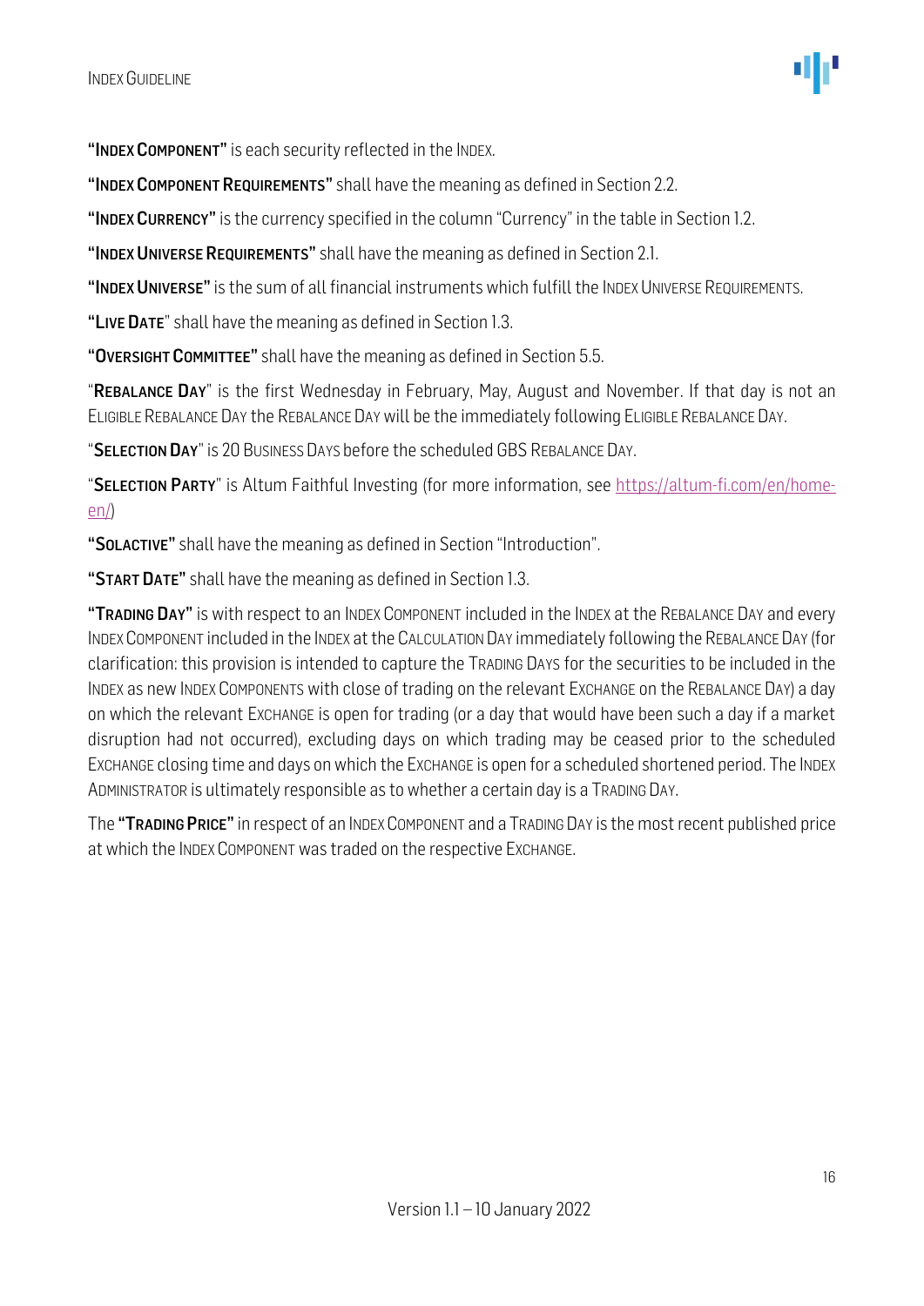**"INDEX COMPONENT"** is each security reflected in the INDEX.

**"INDEX COMPONENT REQUIREMENTS"** shall have the meaning as defined in Section 2.2.

**"INDEX CURRENCY"** is the currency specified in the column "Currency" in the table in Section 1.2.

**"INDEX UNIVERSE REQUIREMENTS"** shall have the meaning as defined in Section 2.1.

**"INDEX UNIVERSE"** is the sum of all financial instruments which fulfill the INDEX UNIVERSE REQUIREMENTS.

**"LIVE DATE"** shall have the meaning as defined in Section 1.3.

**"OVERSIGHT COMMITTEE"** shall have the meaning as defined in Section 5.5.

"**REBALANCE DAY**" is the first Wednesday in February, May, August and November. If that day is not an ELIGIBLE REBALANCE DAY the REBALANCE DAY will be the immediately following ELIGIBLE REBALANCE DAY.

"**SELECTION DAY**" is 20 BUSINESS DAYS before the scheduled GBS REBALANCE DAY.

"**SELECTION PARTY**" is Altum Faithful Investing (for more information, see [https://altum-fi.com/en/home-en/](https://altum-fi.com/en/home-en/))

**"SOLACTIVE"** shall have the meaning as defined in Section "Introduction".

**"START DATE"** shall have the meaning as defined in Section 1.3.

**"TRADING DAY"** is with respect to an INDEX COMPONENT included in the INDEX at the REBALANCE DAY and every INDEX COMPONENT included in the INDEX at the CALCULATION DAY immediately following the REBALANCE DAY (for clarification: this provision is intended to capture the TRADING DAYS for the securities to be included in the INDEX as new INDEX COMPONENTS with close of trading on the relevant EXCHANGE on the REBALANCE DAY) a day on which the relevant EXCHANGE is open for trading (or a day that would have been such a day if a market disruption had not occurred), excluding days on which trading may be ceased prior to the scheduled EXCHANGE closing time and days on which the EXCHANGE is open for a scheduled shortened period. The INDEX ADMINISTRATOR is ultimately responsible as to whether a certain day is a TRADING DAY.

The **"TRADING PRICE"** in respect of an INDEX COMPONENT and a TRADING DAY is the most recent published price at which the INDEX COMPONENT was traded on the respective EXCHANGE.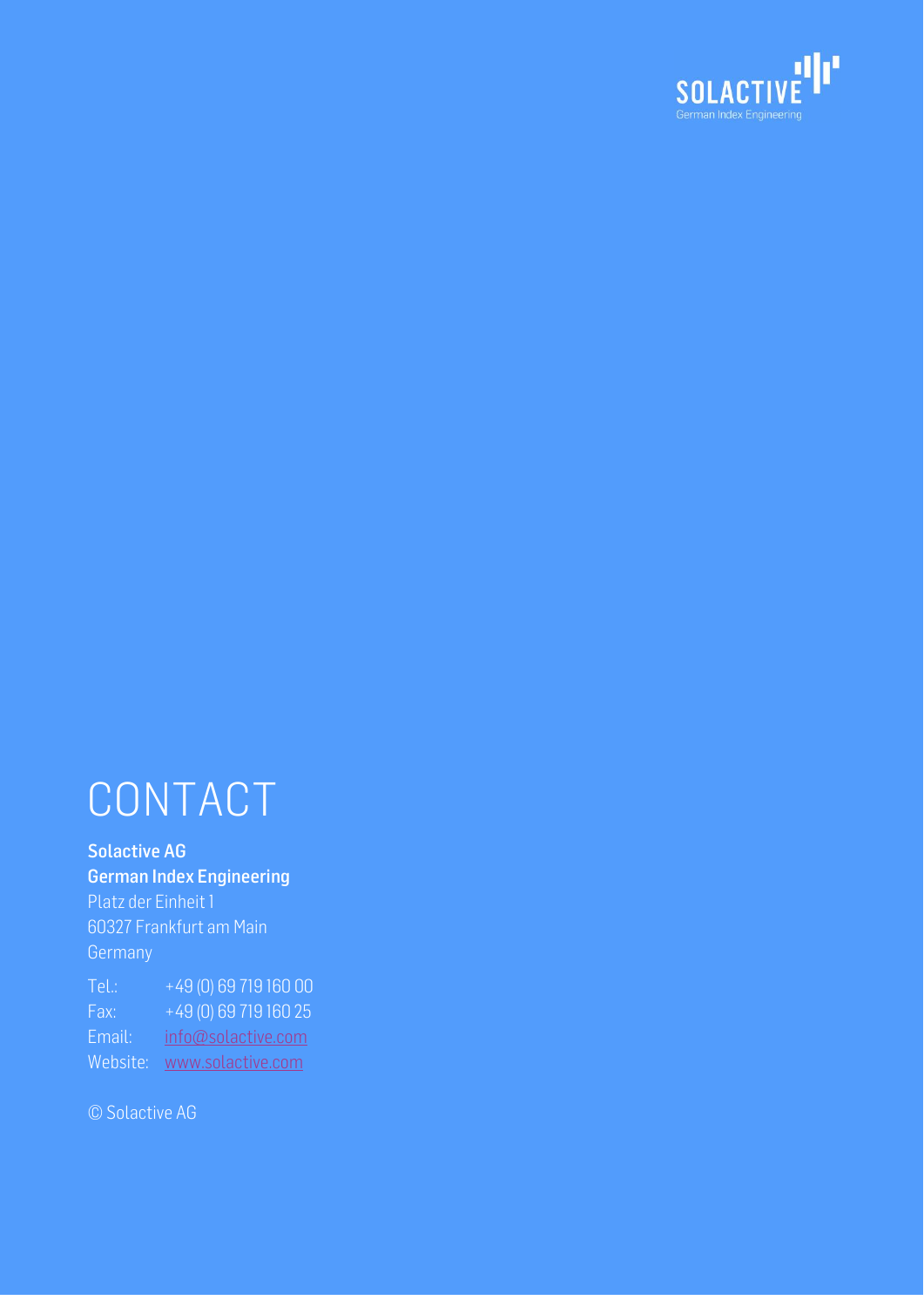# CONTACT

**Solactive AG**
**German Index Engineering**
Platz der Einheit 1
60327 Frankfurt am Main
Germany

Tel.: +49 (0) 69 719 160 00
Fax: +49 (0) 69 719 160 25
Email: info@solactive.com
Website: www.solactive.com

© Solactive AG